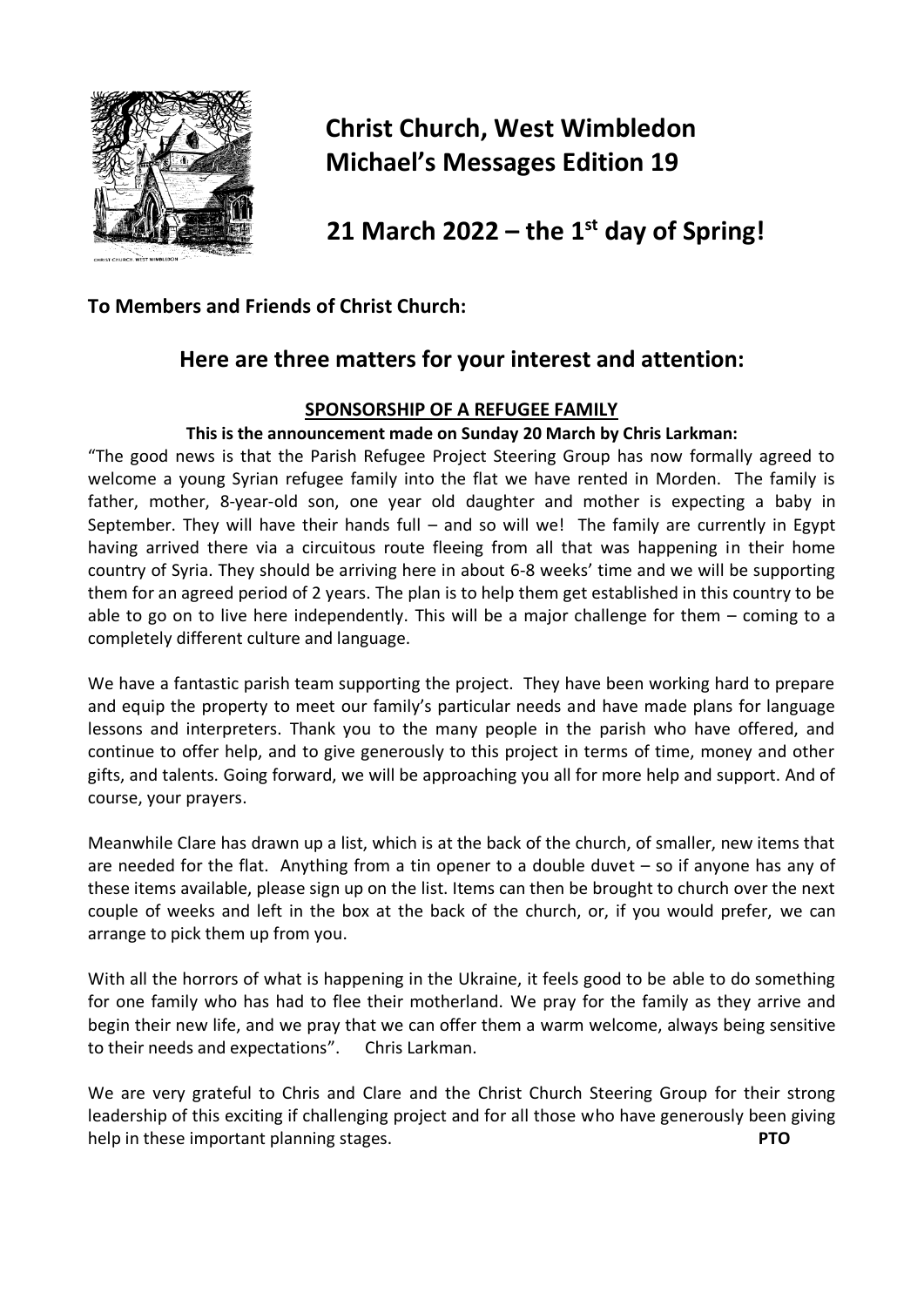# Christ Church, West Wimbledon
# Michael's Messages Edition 19

## 21 March 2022 – the 1st day of Spring!

**To Members and Friends of Christ Church:**

## Here are three matters for your interest and attention:

### SPONSORSHIP OF A REFUGEE FAMILY

**This is the announcement made on Sunday 20 March by Chris Larkman:**

"The good news is that the Parish Refugee Project Steering Group has now formally agreed to welcome a young Syrian refugee family into the flat we have rented in Morden. The family is father, mother, 8-year-old son, one year old daughter and mother is expecting a baby in September. They will have their hands full – and so will we! The family are currently in Egypt having arrived there via a circuitous route fleeing from all that was happening in their home country of Syria. They should be arriving here in about 6-8 weeks' time and we will be supporting them for an agreed period of 2 years. The plan is to help them get established in this country to be able to go on to live here independently. This will be a major challenge for them – coming to a completely different culture and language.

We have a fantastic parish team supporting the project. They have been working hard to prepare and equip the property to meet our family's particular needs and have made plans for language lessons and interpreters. Thank you to the many people in the parish who have offered, and continue to offer help, and to give generously to this project in terms of time, money and other gifts, and talents. Going forward, we will be approaching you all for more help and support. And of course, your prayers.

Meanwhile Clare has drawn up a list, which is at the back of the church, of smaller, new items that are needed for the flat. Anything from a tin opener to a double duvet – so if anyone has any of these items available, please sign up on the list. Items can then be brought to church over the next couple of weeks and left in the box at the back of the church, or, if you would prefer, we can arrange to pick them up from you.

With all the horrors of what is happening in the Ukraine, it feels good to be able to do something for one family who has had to flee their motherland. We pray for the family as they arrive and begin their new life, and we pray that we can offer them a warm welcome, always being sensitive to their needs and expectations". Chris Larkman.

We are very grateful to Chris and Clare and the Christ Church Steering Group for their strong leadership of this exciting if challenging project and for all those who have generously been giving help in these important planning stages. **PTO**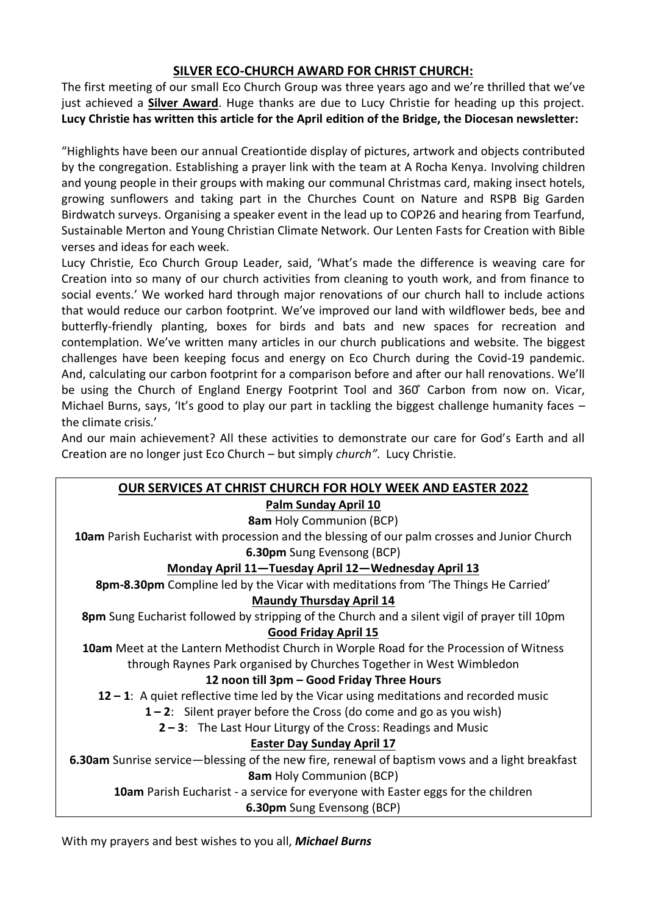## SILVER ECO-CHURCH AWARD FOR CHRIST CHURCH:

The first meeting of our small Eco Church Group was three years ago and we're thrilled that we've just achieved a **Silver Award**. Huge thanks are due to Lucy Christie for heading up this project. **Lucy Christie has written this article for the April edition of the Bridge, the Diocesan newsletter:**

"Highlights have been our annual Creationtide display of pictures, artwork and objects contributed by the congregation. Establishing a prayer link with the team at A Rocha Kenya. Involving children and young people in their groups with making our communal Christmas card, making insect hotels, growing sunflowers and taking part in the Churches Count on Nature and RSPB Big Garden Birdwatch surveys. Organising a speaker event in the lead up to COP26 and hearing from Tearfund, Sustainable Merton and Young Christian Climate Network. Our Lenten Fasts for Creation with Bible verses and ideas for each week.

Lucy Christie, Eco Church Group Leader, said, 'What's made the difference is weaving care for Creation into so many of our church activities from cleaning to youth work, and from finance to social events.' We worked hard through major renovations of our church hall to include actions that would reduce our carbon footprint. We've improved our land with wildflower beds, bee and butterfly-friendly planting, boxes for birds and bats and new spaces for recreation and contemplation. We've written many articles in our church publications and website. The biggest challenges have been keeping focus and energy on Eco Church during the Covid-19 pandemic. And, calculating our carbon footprint for a comparison before and after our hall renovations. We'll be using the Church of England Energy Footprint Tool and 360̊ Carbon from now on. Vicar, Michael Burns, says, 'It's good to play our part in tackling the biggest challenge humanity faces – the climate crisis.'

And our main achievement? All these activities to demonstrate our care for God's Earth and all Creation are no longer just Eco Church – but simply *church"*. Lucy Christie.

## OUR SERVICES AT CHRIST CHURCH FOR HOLY WEEK AND EASTER 2022

**Palm Sunday April 10**

**8am** Holy Communion (BCP)

**10am** Parish Eucharist with procession and the blessing of our palm crosses and Junior Church

**6.30pm** Sung Evensong (BCP)

**Monday April 11—Tuesday April 12—Wednesday April 13**

**8pm-8.30pm** Compline led by the Vicar with meditations from 'The Things He Carried'

**Maundy Thursday April 14**

**8pm** Sung Eucharist followed by stripping of the Church and a silent vigil of prayer till 10pm

**Good Friday April 15**

**10am** Meet at the Lantern Methodist Church in Worple Road for the Procession of Witness through Raynes Park organised by Churches Together in West Wimbledon

**12 noon till 3pm – Good Friday Three Hours**

**12 – 1**: A quiet reflective time led by the Vicar using meditations and recorded music

**1 – 2**: Silent prayer before the Cross (do come and go as you wish)

**2 – 3**: The Last Hour Liturgy of the Cross: Readings and Music

**Easter Day Sunday April 17**

**6.30am** Sunrise service—blessing of the new fire, renewal of baptism vows and a light breakfast

**8am** Holy Communion (BCP)

**10am** Parish Eucharist - a service for everyone with Easter eggs for the children

**6.30pm** Sung Evensong (BCP)

With my prayers and best wishes to you all, ***Michael Burns***